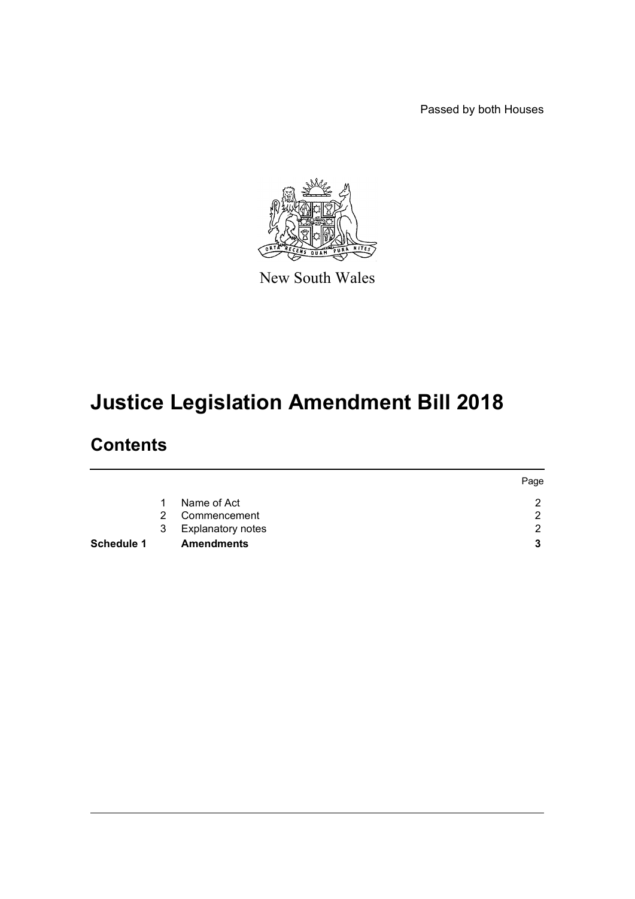Passed by both Houses

New South Wales

# Justice Legislation Amendment Bill 2018

## Contents

| | | | Page |
|---|---|---|---|
| | 1 | Name of Act | 2 |
| | 2 | Commencement | 2 |
| | 3 | Explanatory notes | 2 |
| **Schedule 1** | | **Amendments** | **3** |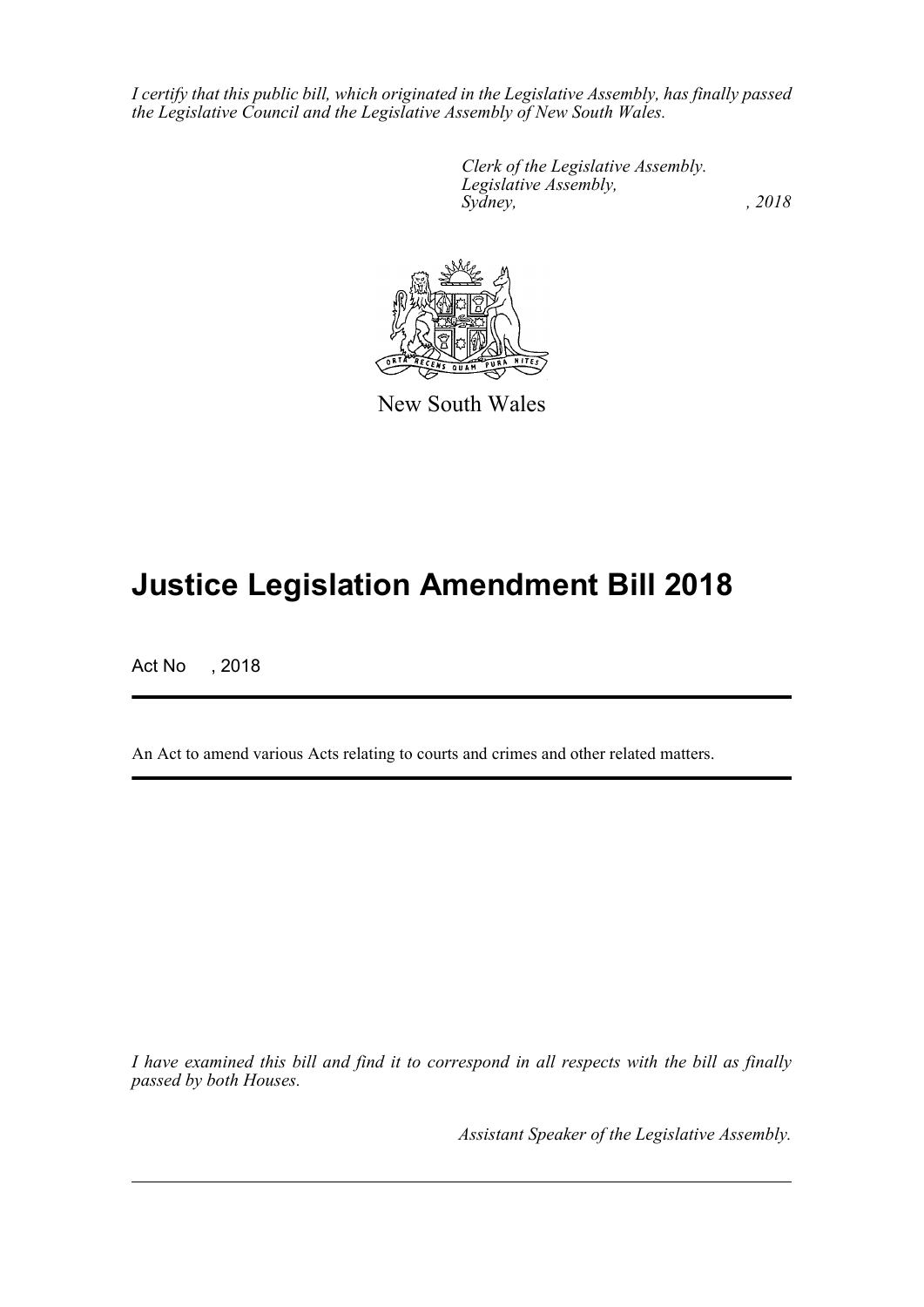*I certify that this public bill, which originated in the Legislative Assembly, has finally passed the Legislative Council and the Legislative Assembly of New South Wales.*

*Clerk of the Legislative Assembly.*
*Legislative Assembly,*
*Sydney, , 2018*

New South Wales

# Justice Legislation Amendment Bill 2018

Act No , 2018

An Act to amend various Acts relating to courts and crimes and other related matters.

*I have examined this bill and find it to correspond in all respects with the bill as finally passed by both Houses.*

*Assistant Speaker of the Legislative Assembly.*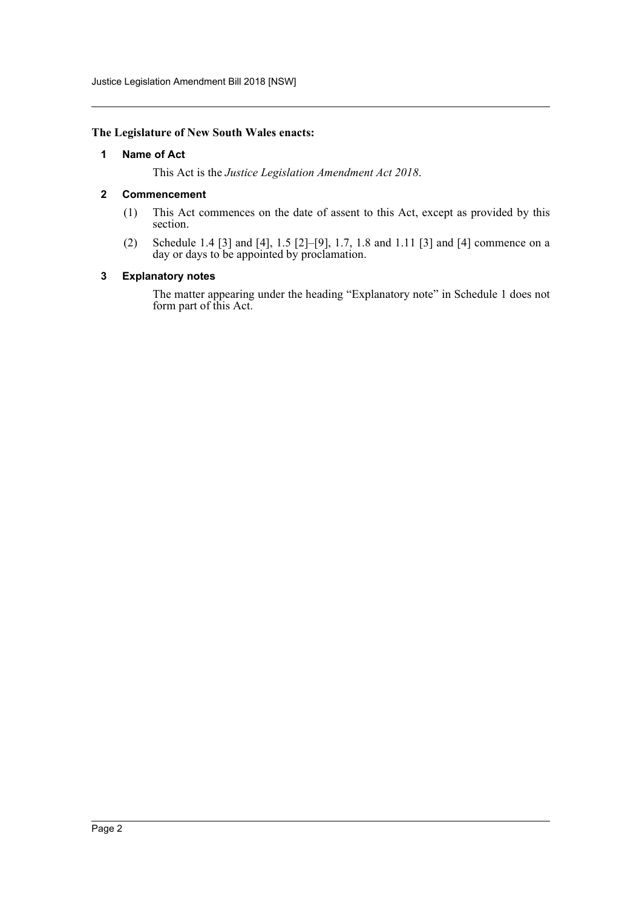**The Legislature of New South Wales enacts:**

### 1 Name of Act

This Act is the *Justice Legislation Amendment Act 2018*.

### 2 Commencement

(1) This Act commences on the date of assent to this Act, except as provided by this section.

(2) Schedule 1.4 [3] and [4], 1.5 [2]–[9], 1.7, 1.8 and 1.11 [3] and [4] commence on a day or days to be appointed by proclamation.

### 3 Explanatory notes

The matter appearing under the heading "Explanatory note" in Schedule 1 does not form part of this Act.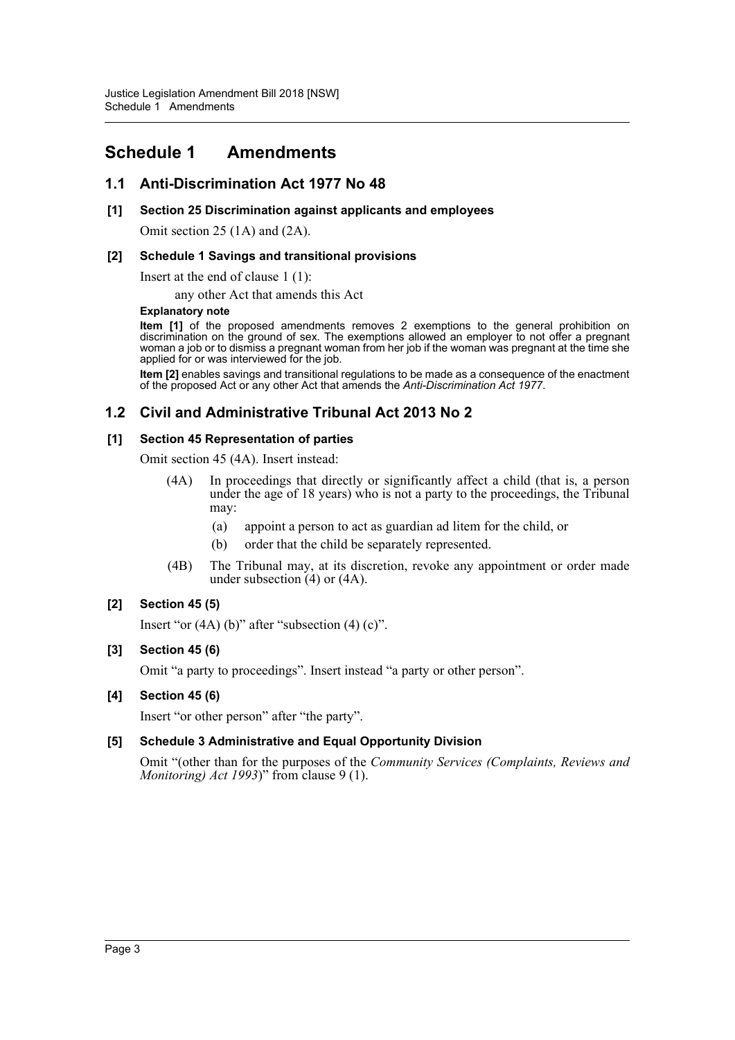# Schedule 1 Amendments

## 1.1 Anti-Discrimination Act 1977 No 48

### [1] Section 25 Discrimination against applicants and employees

Omit section 25 (1A) and (2A).

### [2] Schedule 1 Savings and transitional provisions

Insert at the end of clause 1 (1):

any other Act that amends this Act

**Explanatory note**

**Item [1]** of the proposed amendments removes 2 exemptions to the general prohibition on discrimination on the ground of sex. The exemptions allowed an employer to not offer a pregnant woman a job or to dismiss a pregnant woman from her job if the woman was pregnant at the time she applied for or was interviewed for the job.

**Item [2]** enables savings and transitional regulations to be made as a consequence of the enactment of the proposed Act or any other Act that amends the *Anti-Discrimination Act 1977*.

## 1.2 Civil and Administrative Tribunal Act 2013 No 2

### [1] Section 45 Representation of parties

Omit section 45 (4A). Insert instead:

(4A) In proceedings that directly or significantly affect a child (that is, a person under the age of 18 years) who is not a party to the proceedings, the Tribunal may:

(a) appoint a person to act as guardian ad litem for the child, or

(b) order that the child be separately represented.

(4B) The Tribunal may, at its discretion, revoke any appointment or order made under subsection (4) or (4A).

### [2] Section 45 (5)

Insert "or (4A) (b)" after "subsection (4) (c)".

### [3] Section 45 (6)

Omit "a party to proceedings". Insert instead "a party or other person".

### [4] Section 45 (6)

Insert "or other person" after "the party".

### [5] Schedule 3 Administrative and Equal Opportunity Division

Omit "(other than for the purposes of the *Community Services (Complaints, Reviews and Monitoring) Act 1993*)" from clause 9 (1).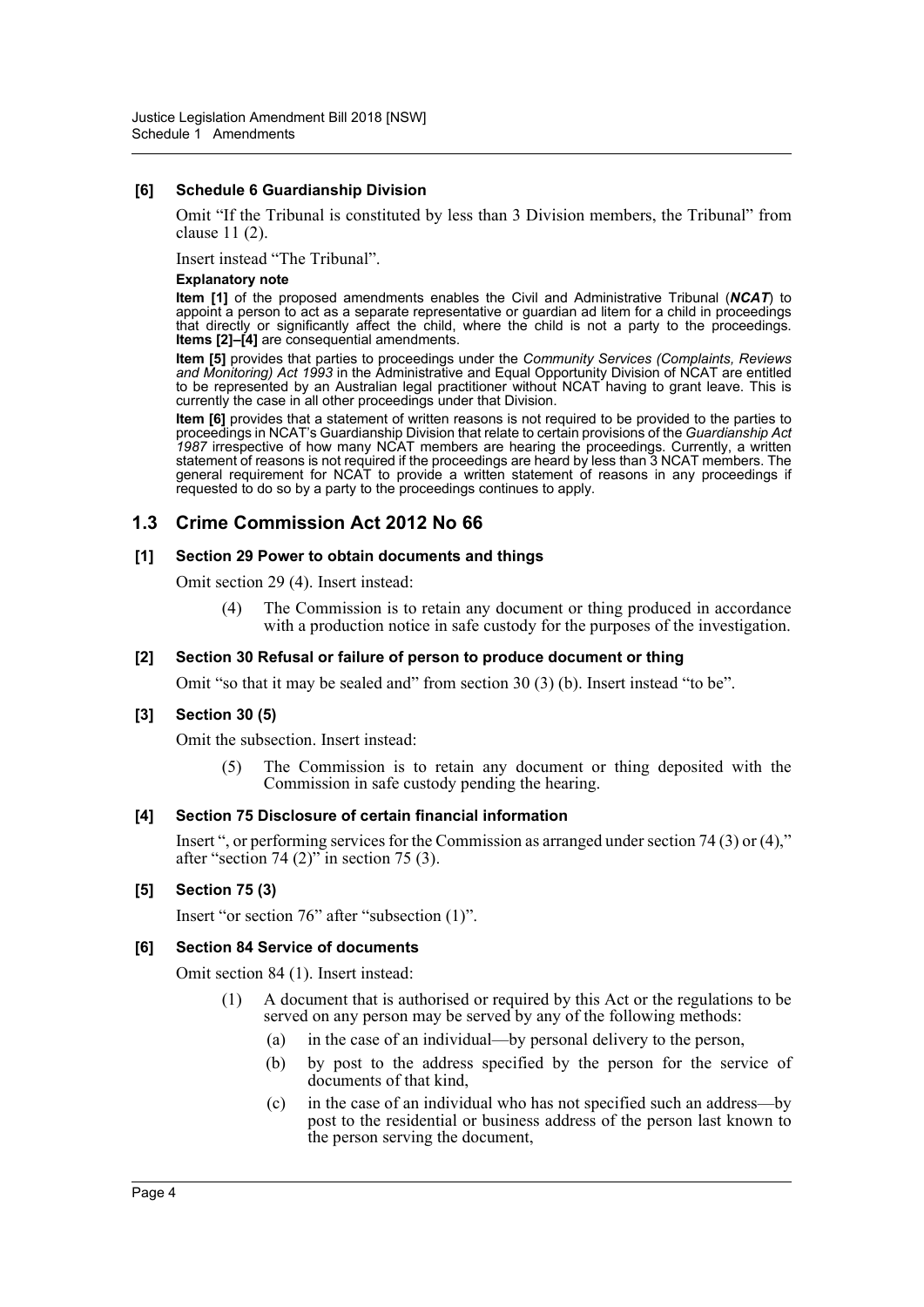**[6] Schedule 6 Guardianship Division**

Omit "If the Tribunal is constituted by less than 3 Division members, the Tribunal" from clause 11 (2).

Insert instead "The Tribunal".

**Explanatory note**

**Item [1]** of the proposed amendments enables the Civil and Administrative Tribunal (***NCAT***) to appoint a person to act as a separate representative or guardian ad litem for a child in proceedings that directly or significantly affect the child, where the child is not a party to the proceedings. **Items [2]–[4]** are consequential amendments.

**Item [5]** provides that parties to proceedings under the *Community Services (Complaints, Reviews and Monitoring) Act 1993* in the Administrative and Equal Opportunity Division of NCAT are entitled to be represented by an Australian legal practitioner without NCAT having to grant leave. This is currently the case in all other proceedings under that Division.

**Item [6]** provides that a statement of written reasons is not required to be provided to the parties to proceedings in NCAT's Guardianship Division that relate to certain provisions of the *Guardianship Act 1987* irrespective of how many NCAT members are hearing the proceedings. Currently, a written statement of reasons is not required if the proceedings are heard by less than 3 NCAT members. The general requirement for NCAT to provide a written statement of reasons in any proceedings if requested to do so by a party to the proceedings continues to apply.

## 1.3 Crime Commission Act 2012 No 66

**[1] Section 29 Power to obtain documents and things**

Omit section 29 (4). Insert instead:

> (4) The Commission is to retain any document or thing produced in accordance with a production notice in safe custody for the purposes of the investigation.

**[2] Section 30 Refusal or failure of person to produce document or thing**

Omit "so that it may be sealed and" from section 30 (3) (b). Insert instead "to be".

**[3] Section 30 (5)**

Omit the subsection. Insert instead:

> (5) The Commission is to retain any document or thing deposited with the Commission in safe custody pending the hearing.

**[4] Section 75 Disclosure of certain financial information**

Insert ", or performing services for the Commission as arranged under section 74 (3) or (4)," after "section 74 (2)" in section 75 (3).

**[5] Section 75 (3)**

Insert "or section 76" after "subsection (1)".

**[6] Section 84 Service of documents**

Omit section 84 (1). Insert instead:

> (1) A document that is authorised or required by this Act or the regulations to be served on any person may be served by any of the following methods:
>
> (a) in the case of an individual—by personal delivery to the person,
>
> (b) by post to the address specified by the person for the service of documents of that kind,
>
> (c) in the case of an individual who has not specified such an address—by post to the residential or business address of the person last known to the person serving the document,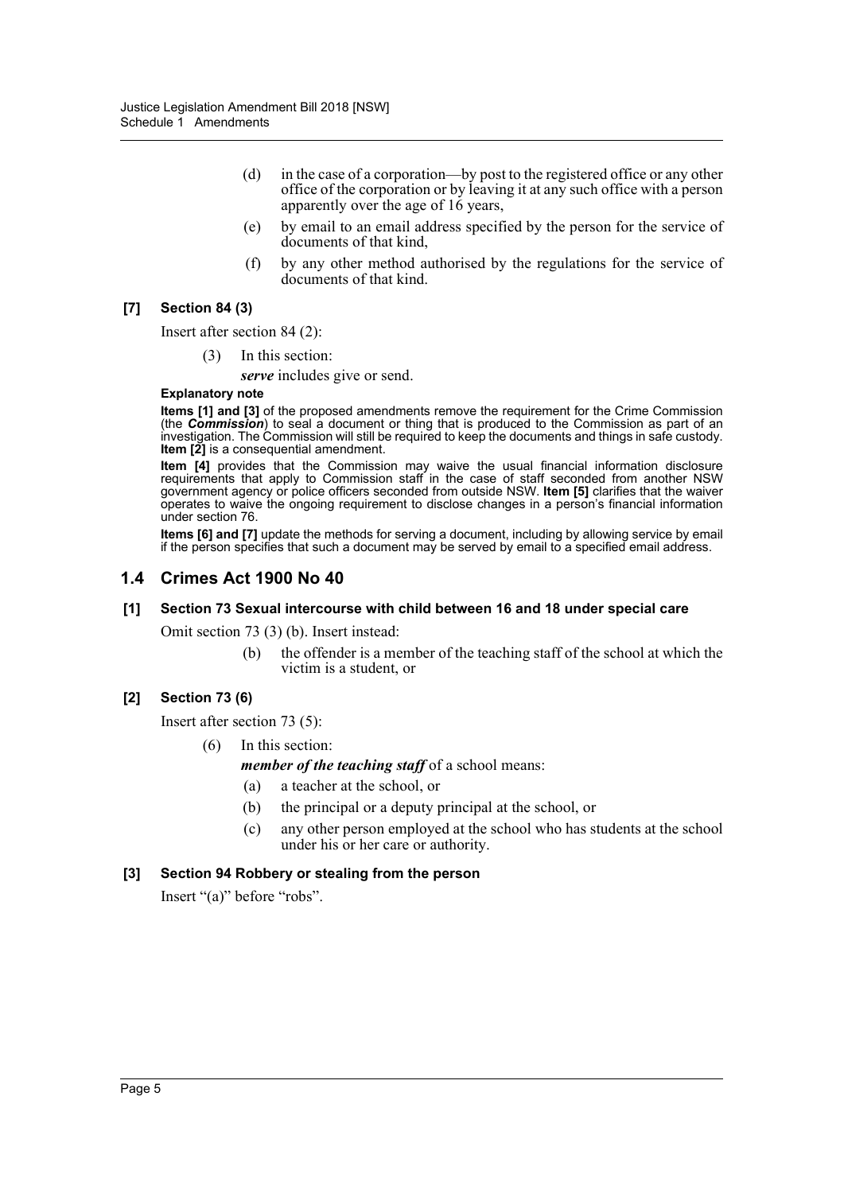(d) in the case of a corporation—by post to the registered office or any other office of the corporation or by leaving it at any such office with a person apparently over the age of 16 years,

(e) by email to an email address specified by the person for the service of documents of that kind,

(f) by any other method authorised by the regulations for the service of documents of that kind.

#### [7] Section 84 (3)

Insert after section 84 (2):

(3) In this section:

***serve*** includes give or send.

**Explanatory note**

**Items [1] and [3]** of the proposed amendments remove the requirement for the Crime Commission (the ***Commission***) to seal a document or thing that is produced to the Commission as part of an investigation. The Commission will still be required to keep the documents and things in safe custody. **Item [2]** is a consequential amendment.

**Item [4]** provides that the Commission may waive the usual financial information disclosure requirements that apply to Commission staff in the case of staff seconded from another NSW government agency or police officers seconded from outside NSW. **Item [5]** clarifies that the waiver operates to waive the ongoing requirement to disclose changes in a person's financial information under section 76.

**Items [6] and [7]** update the methods for serving a document, including by allowing service by email if the person specifies that such a document may be served by email to a specified email address.

## 1.4 Crimes Act 1900 No 40

#### [1] Section 73 Sexual intercourse with child between 16 and 18 under special care

Omit section 73 (3) (b). Insert instead:

(b) the offender is a member of the teaching staff of the school at which the victim is a student, or

#### [2] Section 73 (6)

Insert after section 73 (5):

(6) In this section:

***member of the teaching staff*** of a school means:

(a) a teacher at the school, or

(b) the principal or a deputy principal at the school, or

(c) any other person employed at the school who has students at the school under his or her care or authority.

#### [3] Section 94 Robbery or stealing from the person

Insert "(a)" before "robs".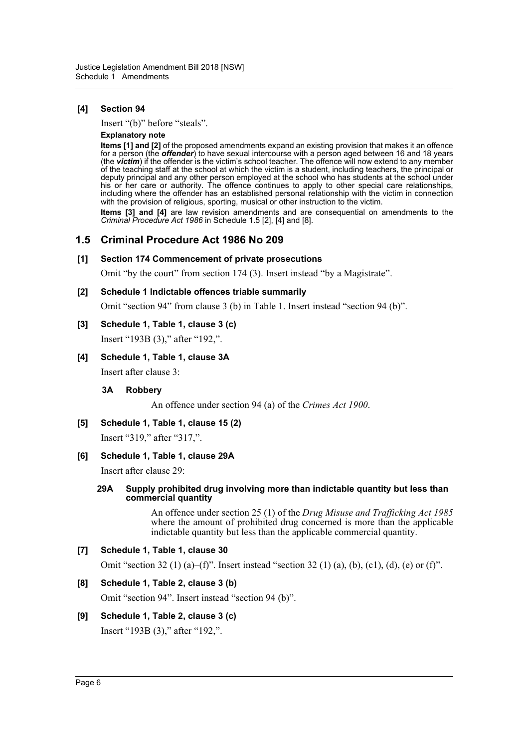### [4] Section 94

Insert "(b)" before "steals".

**Explanatory note**

**Items [1] and [2]** of the proposed amendments expand an existing provision that makes it an offence for a person (the ***offender***) to have sexual intercourse with a person aged between 16 and 18 years (the ***victim***) if the offender is the victim's school teacher. The offence will now extend to any member of the teaching staff at the school at which the victim is a student, including teachers, the principal or deputy principal and any other person employed at the school who has students at the school under his or her care or authority. The offence continues to apply to other special care relationships, including where the offender has an established personal relationship with the victim in connection with the provision of religious, sporting, musical or other instruction to the victim.

**Items [3] and [4]** are law revision amendments and are consequential on amendments to the *Criminal Procedure Act 1986* in Schedule 1.5 [2], [4] and [8].

## 1.5 Criminal Procedure Act 1986 No 209

### [1] Section 174 Commencement of private prosecutions

Omit "by the court" from section 174 (3). Insert instead "by a Magistrate".

### [2] Schedule 1 Indictable offences triable summarily

Omit "section 94" from clause 3 (b) in Table 1. Insert instead "section 94 (b)".

### [3] Schedule 1, Table 1, clause 3 (c)

Insert "193B (3)," after "192,".

### [4] Schedule 1, Table 1, clause 3A

Insert after clause 3:

**3A Robbery**

An offence under section 94 (a) of the *Crimes Act 1900*.

### [5] Schedule 1, Table 1, clause 15 (2)

Insert "319," after "317,".

### [6] Schedule 1, Table 1, clause 29A

Insert after clause 29:

**29A Supply prohibited drug involving more than indictable quantity but less than commercial quantity**

An offence under section 25 (1) of the *Drug Misuse and Trafficking Act 1985* where the amount of prohibited drug concerned is more than the applicable indictable quantity but less than the applicable commercial quantity.

### [7] Schedule 1, Table 1, clause 30

Omit "section 32 (1) (a)–(f)". Insert instead "section 32 (1) (a), (b), (c1), (d), (e) or (f)".

### [8] Schedule 1, Table 2, clause 3 (b)

Omit "section 94". Insert instead "section 94 (b)".

### [9] Schedule 1, Table 2, clause 3 (c)

Insert "193B (3)," after "192,".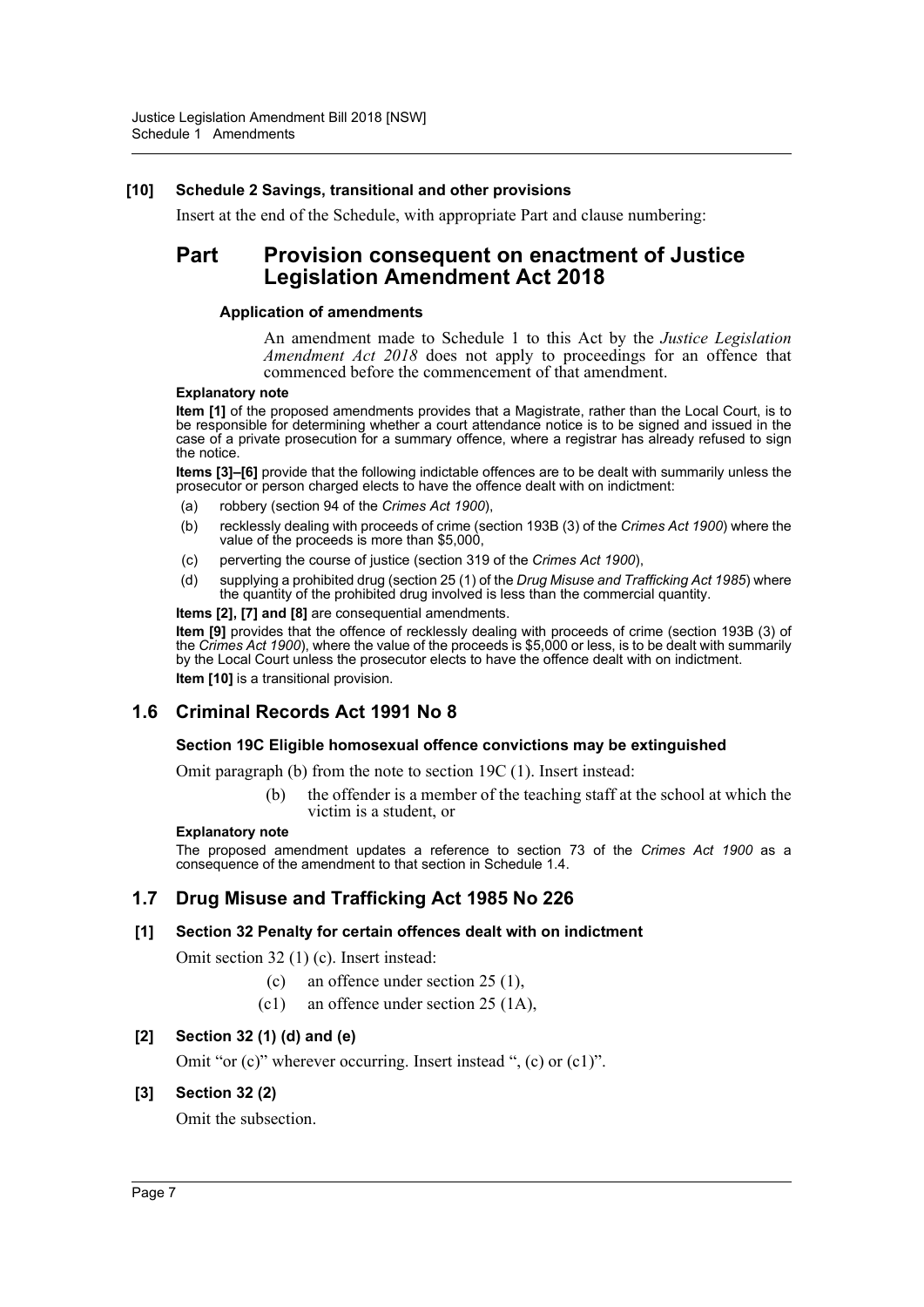**[10] Schedule 2 Savings, transitional and other provisions**

Insert at the end of the Schedule, with appropriate Part and clause numbering:

# Part Provision consequent on enactment of Justice Legislation Amendment Act 2018

**Application of amendments**

An amendment made to Schedule 1 to this Act by the *Justice Legislation Amendment Act 2018* does not apply to proceedings for an offence that commenced before the commencement of that amendment.

**Explanatory note**

**Item [1]** of the proposed amendments provides that a Magistrate, rather than the Local Court, is to be responsible for determining whether a court attendance notice is to be signed and issued in the case of a private prosecution for a summary offence, where a registrar has already refused to sign the notice.

**Items [3]–[6]** provide that the following indictable offences are to be dealt with summarily unless the prosecutor or person charged elects to have the offence dealt with on indictment:

(a) robbery (section 94 of the *Crimes Act 1900*),

(b) recklessly dealing with proceeds of crime (section 193B (3) of the *Crimes Act 1900*) where the value of the proceeds is more than $5,000,

(c) perverting the course of justice (section 319 of the *Crimes Act 1900*),

(d) supplying a prohibited drug (section 25 (1) of the *Drug Misuse and Trafficking Act 1985*) where the quantity of the prohibited drug involved is less than the commercial quantity.

**Items [2], [7] and [8]** are consequential amendments.

**Item [9]** provides that the offence of recklessly dealing with proceeds of crime (section 193B (3) of the *Crimes Act 1900*), where the value of the proceeds is $5,000 or less, is to be dealt with summarily by the Local Court unless the prosecutor elects to have the offence dealt with on indictment.

**Item [10]** is a transitional provision.

## 1.6 Criminal Records Act 1991 No 8

**Section 19C Eligible homosexual offence convictions may be extinguished**

Omit paragraph (b) from the note to section 19C (1). Insert instead:

(b) the offender is a member of the teaching staff at the school at which the victim is a student, or

**Explanatory note**

The proposed amendment updates a reference to section 73 of the *Crimes Act 1900* as a consequence of the amendment to that section in Schedule 1.4.

## 1.7 Drug Misuse and Trafficking Act 1985 No 226

**[1] Section 32 Penalty for certain offences dealt with on indictment**

Omit section 32 (1) (c). Insert instead:

(c) an offence under section 25 (1),

(c1) an offence under section 25 (1A),

**[2] Section 32 (1) (d) and (e)**

Omit "or (c)" wherever occurring. Insert instead ", (c) or (c1)".

**[3] Section 32 (2)**

Omit the subsection.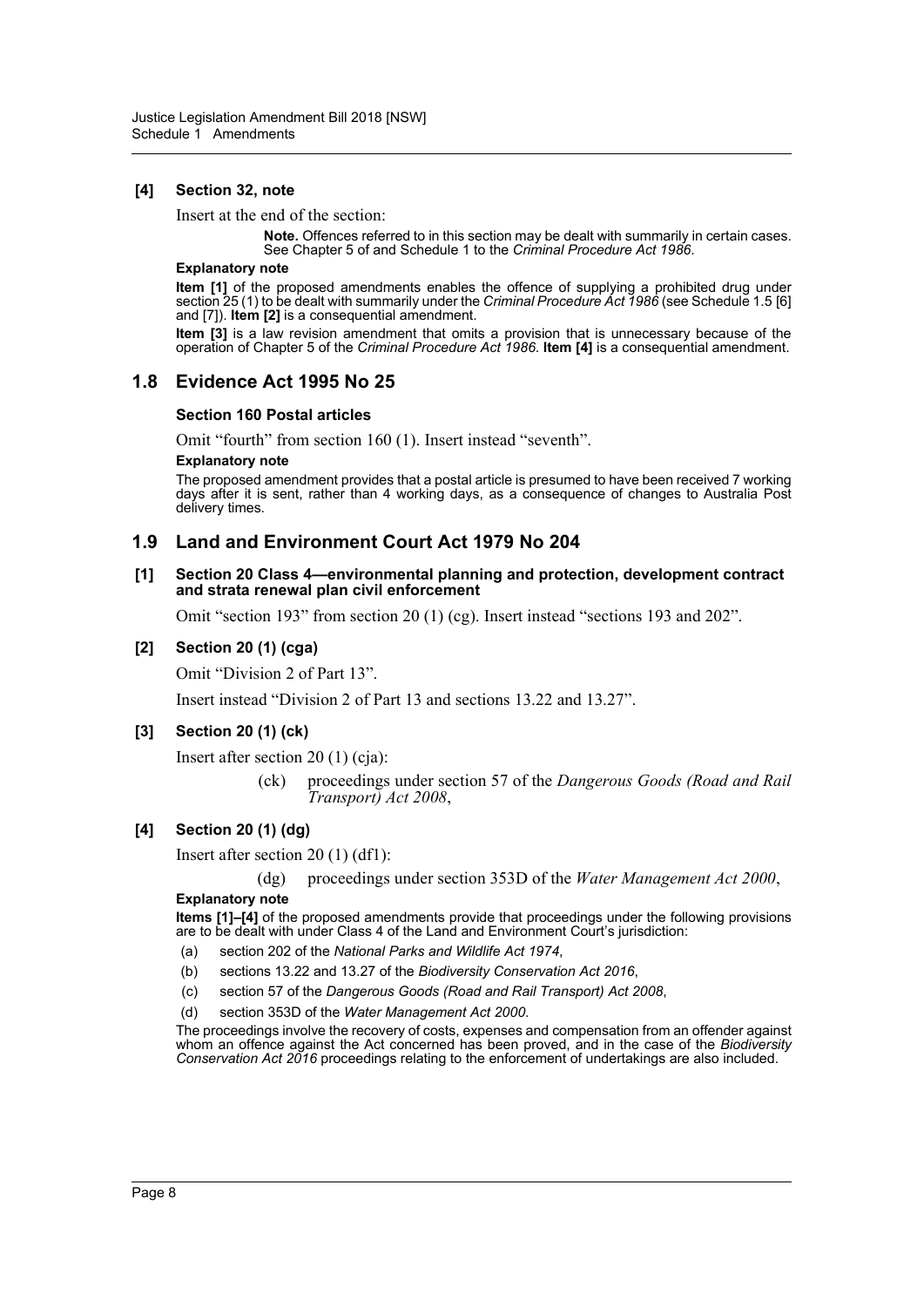#### [4] Section 32, note

Insert at the end of the section:

> **Note.** Offences referred to in this section may be dealt with summarily in certain cases. See Chapter 5 of and Schedule 1 to the *Criminal Procedure Act 1986*.

**Explanatory note**

**Item [1]** of the proposed amendments enables the offence of supplying a prohibited drug under section 25 (1) to be dealt with summarily under the *Criminal Procedure Act 1986* (see Schedule 1.5 [6] and [7]). **Item [2]** is a consequential amendment.

**Item [3]** is a law revision amendment that omits a provision that is unnecessary because of the operation of Chapter 5 of the *Criminal Procedure Act 1986*. **Item [4]** is a consequential amendment.

## 1.8 Evidence Act 1995 No 25

#### Section 160 Postal articles

Omit "fourth" from section 160 (1). Insert instead "seventh".

**Explanatory note**

The proposed amendment provides that a postal article is presumed to have been received 7 working days after it is sent, rather than 4 working days, as a consequence of changes to Australia Post delivery times.

## 1.9 Land and Environment Court Act 1979 No 204

#### [1] Section 20 Class 4—environmental planning and protection, development contract and strata renewal plan civil enforcement

Omit "section 193" from section 20 (1) (cg). Insert instead "sections 193 and 202".

#### [2] Section 20 (1) (cga)

Omit "Division 2 of Part 13".

Insert instead "Division 2 of Part 13 and sections 13.22 and 13.27".

#### [3] Section 20 (1) (ck)

Insert after section 20 (1) (cja):

> (ck) proceedings under section 57 of the *Dangerous Goods (Road and Rail Transport) Act 2008*,

#### [4] Section 20 (1) (dg)

Insert after section 20 (1) (df1):

> (dg) proceedings under section 353D of the *Water Management Act 2000*,

**Explanatory note**

**Items [1]–[4]** of the proposed amendments provide that proceedings under the following provisions are to be dealt with under Class 4 of the Land and Environment Court's jurisdiction:

(a) section 202 of the *National Parks and Wildlife Act 1974*,

(b) sections 13.22 and 13.27 of the *Biodiversity Conservation Act 2016*,

(c) section 57 of the *Dangerous Goods (Road and Rail Transport) Act 2008*,

(d) section 353D of the *Water Management Act 2000*.

The proceedings involve the recovery of costs, expenses and compensation from an offender against whom an offence against the Act concerned has been proved, and in the case of the *Biodiversity Conservation Act 2016* proceedings relating to the enforcement of undertakings are also included.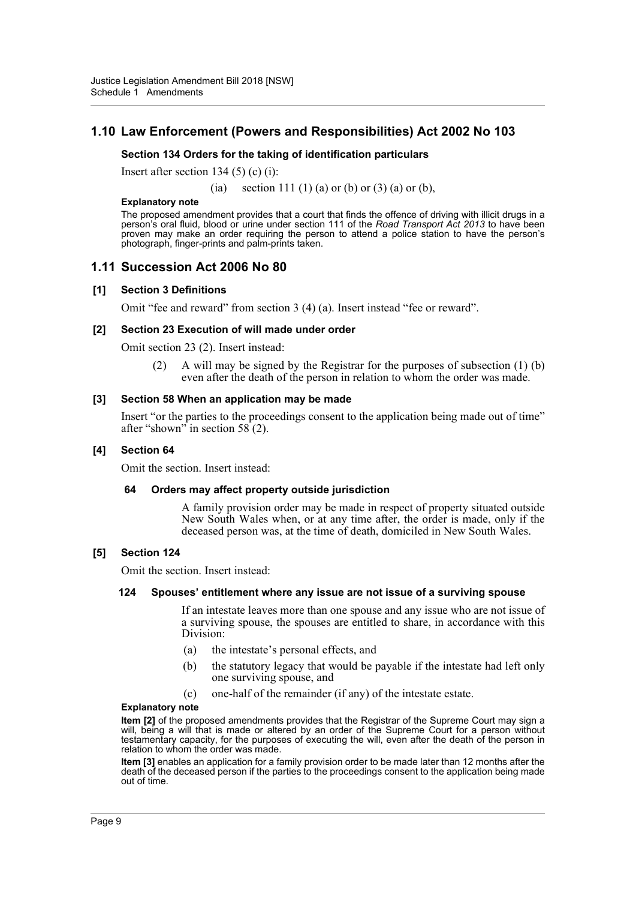## 1.10 Law Enforcement (Powers and Responsibilities) Act 2002 No 103

### Section 134 Orders for the taking of identification particulars

Insert after section 134 (5) (c) (i):

(ia) section 111 (1) (a) or (b) or (3) (a) or (b),

**Explanatory note**

The proposed amendment provides that a court that finds the offence of driving with illicit drugs in a person's oral fluid, blood or urine under section 111 of the *Road Transport Act 2013* to have been proven may make an order requiring the person to attend a police station to have the person's photograph, finger-prints and palm-prints taken.

## 1.11 Succession Act 2006 No 80

### [1] Section 3 Definitions

Omit "fee and reward" from section 3 (4) (a). Insert instead "fee or reward".

### [2] Section 23 Execution of will made under order

Omit section 23 (2). Insert instead:

(2) A will may be signed by the Registrar for the purposes of subsection (1) (b) even after the death of the person in relation to whom the order was made.

### [3] Section 58 When an application may be made

Insert "or the parties to the proceedings consent to the application being made out of time" after "shown" in section 58 (2).

### [4] Section 64

Omit the section. Insert instead:

#### 64 Orders may affect property outside jurisdiction

A family provision order may be made in respect of property situated outside New South Wales when, or at any time after, the order is made, only if the deceased person was, at the time of death, domiciled in New South Wales.

### [5] Section 124

Omit the section. Insert instead:

#### 124 Spouses' entitlement where any issue are not issue of a surviving spouse

If an intestate leaves more than one spouse and any issue who are not issue of a surviving spouse, the spouses are entitled to share, in accordance with this Division:

(a) the intestate's personal effects, and

(b) the statutory legacy that would be payable if the intestate had left only one surviving spouse, and

(c) one-half of the remainder (if any) of the intestate estate.

**Explanatory note**

**Item [2]** of the proposed amendments provides that the Registrar of the Supreme Court may sign a will, being a will that is made or altered by an order of the Supreme Court for a person without testamentary capacity, for the purposes of executing the will, even after the death of the person in relation to whom the order was made.

**Item [3]** enables an application for a family provision order to be made later than 12 months after the death of the deceased person if the parties to the proceedings consent to the application being made out of time.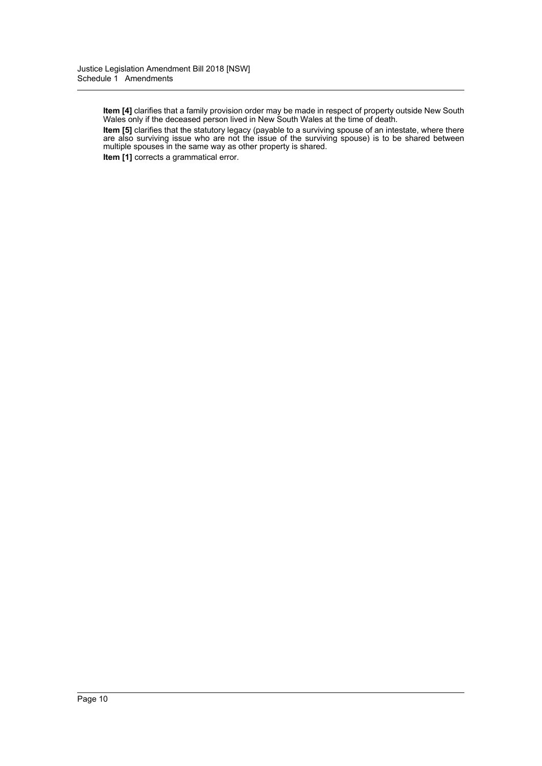**Item [4]** clarifies that a family provision order may be made in respect of property outside New South Wales only if the deceased person lived in New South Wales at the time of death.

**Item [5]** clarifies that the statutory legacy (payable to a surviving spouse of an intestate, where there are also surviving issue who are not the issue of the surviving spouse) is to be shared between multiple spouses in the same way as other property is shared.

**Item [1]** corrects a grammatical error.